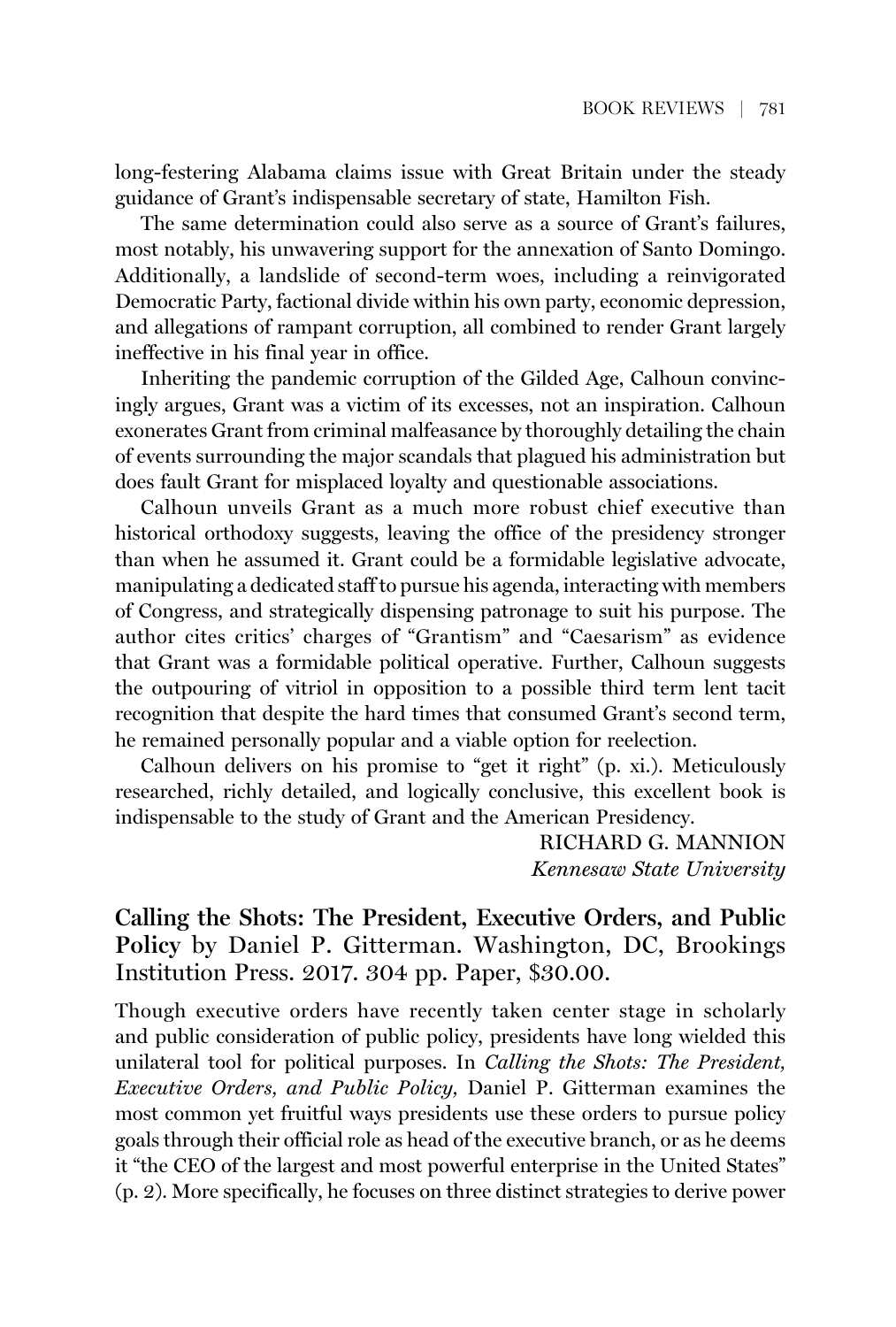long-festering Alabama claims issue with Great Britain under the steady guidance of Grant's indispensable secretary of state, Hamilton Fish.

The same determination could also serve as a source of Grant's failures, most notably, his unwavering support for the annexation of Santo Domingo. Additionally, a landslide of second-term woes, including a reinvigorated Democratic Party, factional divide within his own party, economic depression, and allegations of rampant corruption, all combined to render Grant largely ineffective in his final year in office.

Inheriting the pandemic corruption of the Gilded Age, Calhoun convincingly argues, Grant was a victim of its excesses, not an inspiration. Calhoun exonerates Grant from criminal malfeasance by thoroughly detailing the chain of events surrounding the major scandals that plagued his administration but does fault Grant for misplaced loyalty and questionable associations.

Calhoun unveils Grant as a much more robust chief executive than historical orthodoxy suggests, leaving the office of the presidency stronger than when he assumed it. Grant could be a formidable legislative advocate, manipulating a dedicated staff to pursue his agenda, interacting with members of Congress, and strategically dispensing patronage to suit his purpose. The author cites critics' charges of "Grantism" and "Caesarism" as evidence that Grant was a formidable political operative. Further, Calhoun suggests the outpouring of vitriol in opposition to a possible third term lent tacit recognition that despite the hard times that consumed Grant's second term, he remained personally popular and a viable option for reelection.

Calhoun delivers on his promise to "get it right" (p. xi.). Meticulously researched, richly detailed, and logically conclusive, this excellent book is indispensable to the study of Grant and the American Presidency.

RICHARD G. MANNION
*Kennesaw State University*

**Calling the Shots: The President, Executive Orders, and Public Policy** by Daniel P. Gitterman. Washington, DC, Brookings Institution Press. 2017. 304 pp. Paper, $30.00.

Though executive orders have recently taken center stage in scholarly and public consideration of public policy, presidents have long wielded this unilateral tool for political purposes. In *Calling the Shots: The President, Executive Orders, and Public Policy,* Daniel P. Gitterman examines the most common yet fruitful ways presidents use these orders to pursue policy goals through their official role as head of the executive branch, or as he deems it "the CEO of the largest and most powerful enterprise in the United States" (p. 2). More specifically, he focuses on three distinct strategies to derive power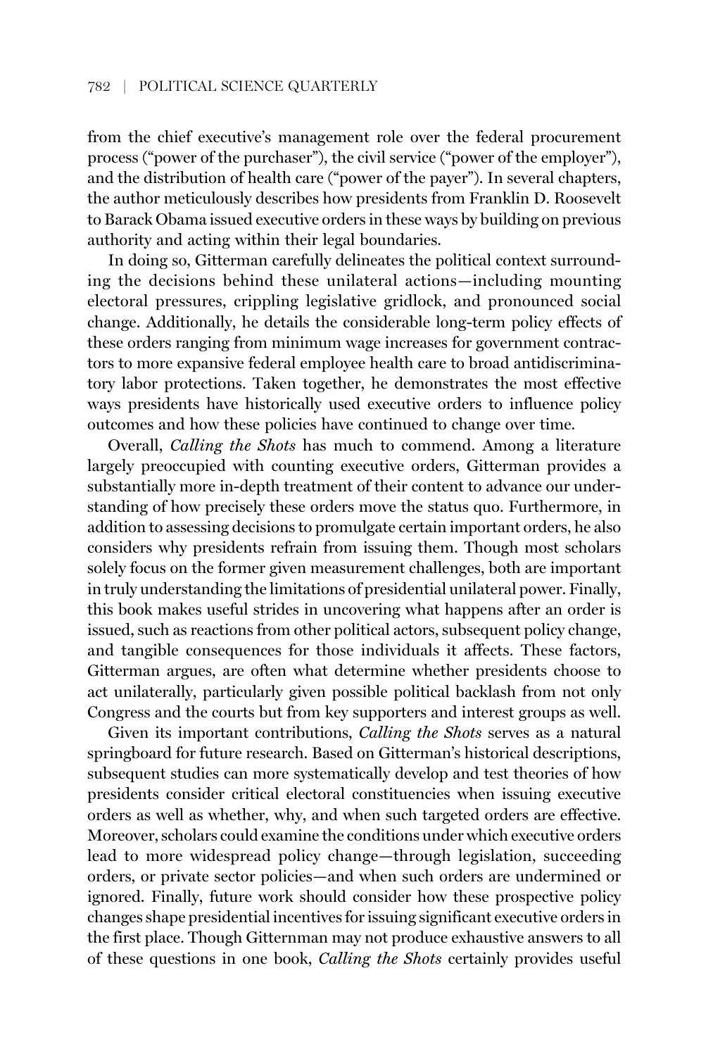from the chief executive's management role over the federal procurement process ("power of the purchaser"), the civil service ("power of the employer"), and the distribution of health care ("power of the payer"). In several chapters, the author meticulously describes how presidents from Franklin D. Roosevelt to Barack Obama issued executive orders in these ways by building on previous authority and acting within their legal boundaries.

In doing so, Gitterman carefully delineates the political context surrounding the decisions behind these unilateral actions—including mounting electoral pressures, crippling legislative gridlock, and pronounced social change. Additionally, he details the considerable long-term policy effects of these orders ranging from minimum wage increases for government contractors to more expansive federal employee health care to broad antidiscriminatory labor protections. Taken together, he demonstrates the most effective ways presidents have historically used executive orders to influence policy outcomes and how these policies have continued to change over time.

Overall, *Calling the Shots* has much to commend. Among a literature largely preoccupied with counting executive orders, Gitterman provides a substantially more in-depth treatment of their content to advance our understanding of how precisely these orders move the status quo. Furthermore, in addition to assessing decisions to promulgate certain important orders, he also considers why presidents refrain from issuing them. Though most scholars solely focus on the former given measurement challenges, both are important in truly understanding the limitations of presidential unilateral power. Finally, this book makes useful strides in uncovering what happens after an order is issued, such as reactions from other political actors, subsequent policy change, and tangible consequences for those individuals it affects. These factors, Gitterman argues, are often what determine whether presidents choose to act unilaterally, particularly given possible political backlash from not only Congress and the courts but from key supporters and interest groups as well.

Given its important contributions, *Calling the Shots* serves as a natural springboard for future research. Based on Gitterman's historical descriptions, subsequent studies can more systematically develop and test theories of how presidents consider critical electoral constituencies when issuing executive orders as well as whether, why, and when such targeted orders are effective. Moreover, scholars could examine the conditions under which executive orders lead to more widespread policy change—through legislation, succeeding orders, or private sector policies—and when such orders are undermined or ignored. Finally, future work should consider how these prospective policy changes shape presidential incentives for issuing significant executive orders in the first place. Though Gitternman may not produce exhaustive answers to all of these questions in one book, *Calling the Shots* certainly provides useful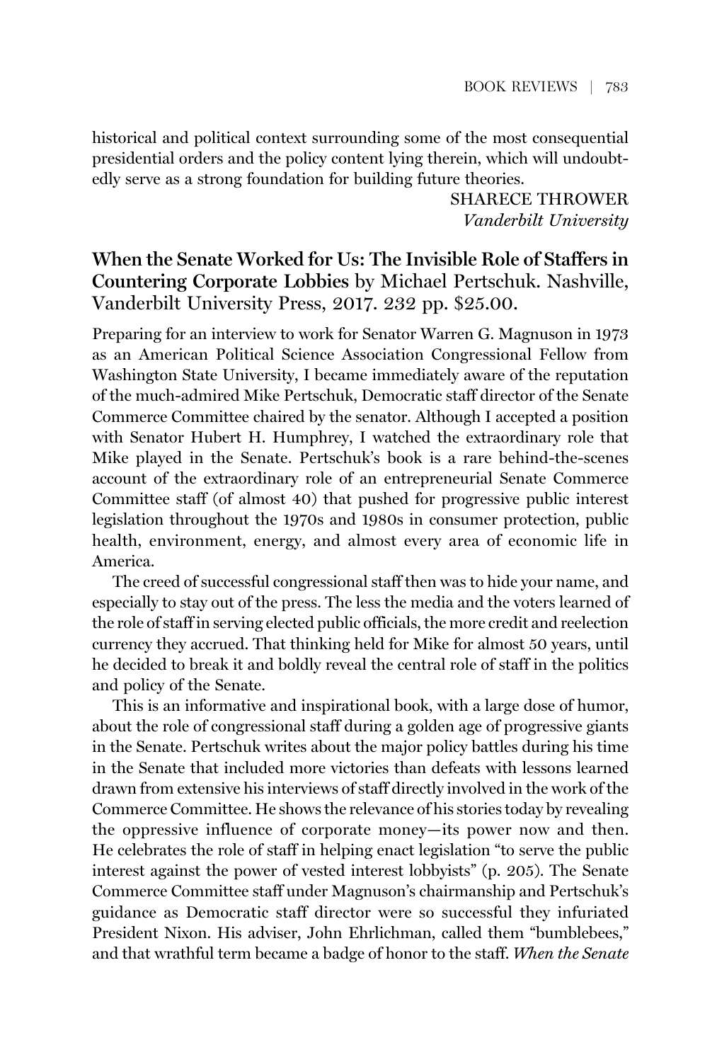historical and political context surrounding some of the most consequential presidential orders and the policy content lying therein, which will undoubtedly serve as a strong foundation for building future theories.

SHARECE THROWER
*Vanderbilt University*

**When the Senate Worked for Us: The Invisible Role of Staffers in Countering Corporate Lobbies** by Michael Pertschuk. Nashville, Vanderbilt University Press, 2017. 232 pp. $25.00.

Preparing for an interview to work for Senator Warren G. Magnuson in 1973 as an American Political Science Association Congressional Fellow from Washington State University, I became immediately aware of the reputation of the much-admired Mike Pertschuk, Democratic staff director of the Senate Commerce Committee chaired by the senator. Although I accepted a position with Senator Hubert H. Humphrey, I watched the extraordinary role that Mike played in the Senate. Pertschuk's book is a rare behind-the-scenes account of the extraordinary role of an entrepreneurial Senate Commerce Committee staff (of almost 40) that pushed for progressive public interest legislation throughout the 1970s and 1980s in consumer protection, public health, environment, energy, and almost every area of economic life in America.

The creed of successful congressional staff then was to hide your name, and especially to stay out of the press. The less the media and the voters learned of the role of staff in serving elected public officials, the more credit and reelection currency they accrued. That thinking held for Mike for almost 50 years, until he decided to break it and boldly reveal the central role of staff in the politics and policy of the Senate.

This is an informative and inspirational book, with a large dose of humor, about the role of congressional staff during a golden age of progressive giants in the Senate. Pertschuk writes about the major policy battles during his time in the Senate that included more victories than defeats with lessons learned drawn from extensive his interviews of staff directly involved in the work of the Commerce Committee. He shows the relevance of his stories today by revealing the oppressive influence of corporate money—its power now and then. He celebrates the role of staff in helping enact legislation "to serve the public interest against the power of vested interest lobbyists" (p. 205). The Senate Commerce Committee staff under Magnuson's chairmanship and Pertschuk's guidance as Democratic staff director were so successful they infuriated President Nixon. His adviser, John Ehrlichman, called them "bumblebees," and that wrathful term became a badge of honor to the staff. *When the Senate*